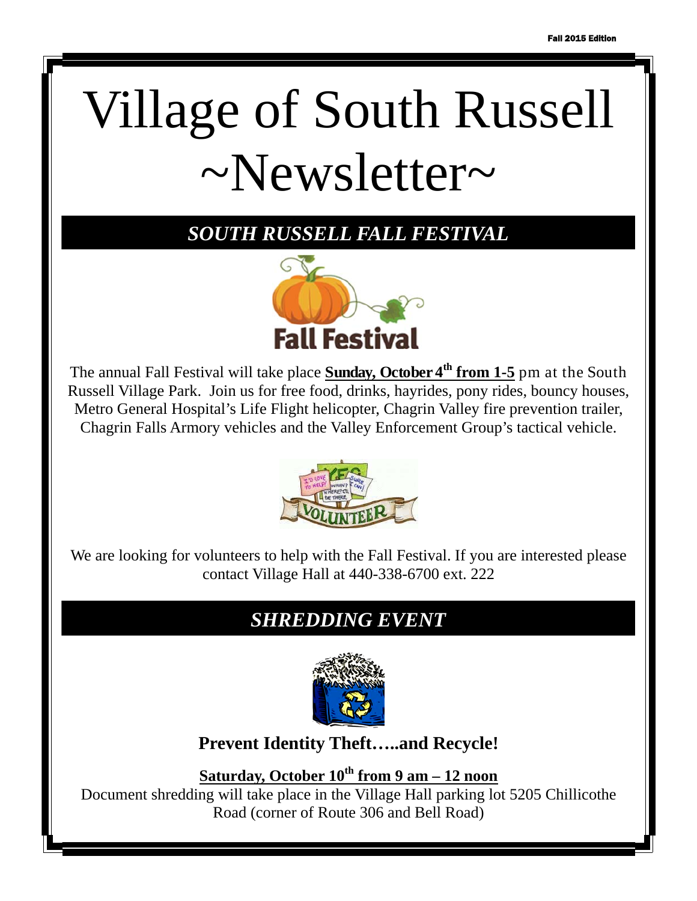# Village of South Russell ~Newsletter~

## *SOUTH RUSSELL FALL FESTIVAL*

The annual Fall Festival will take place **Sunday, October 4th from 1-5** pm at the South Russell Village Park. Join us for free food, drinks, hayrides, pony rides, bouncy houses, Metro General Hospital's Life Flight helicopter, Chagrin Valley fire prevention trailer, Chagrin Falls Armory vehicles and the Valley Enforcement Group's tactical vehicle.

We are looking for volunteers to help with the Fall Festival. If you are interested please contact Village Hall at 440-338-6700 ext. 222

## *SHREDDING EVENT*

**Prevent Identity Theft…..and Recycle!**

**Saturday, October 10th from 9 am – 12 noon**

Document shredding will take place in the Village Hall parking lot 5205 Chillicothe Road (corner of Route 306 and Bell Road)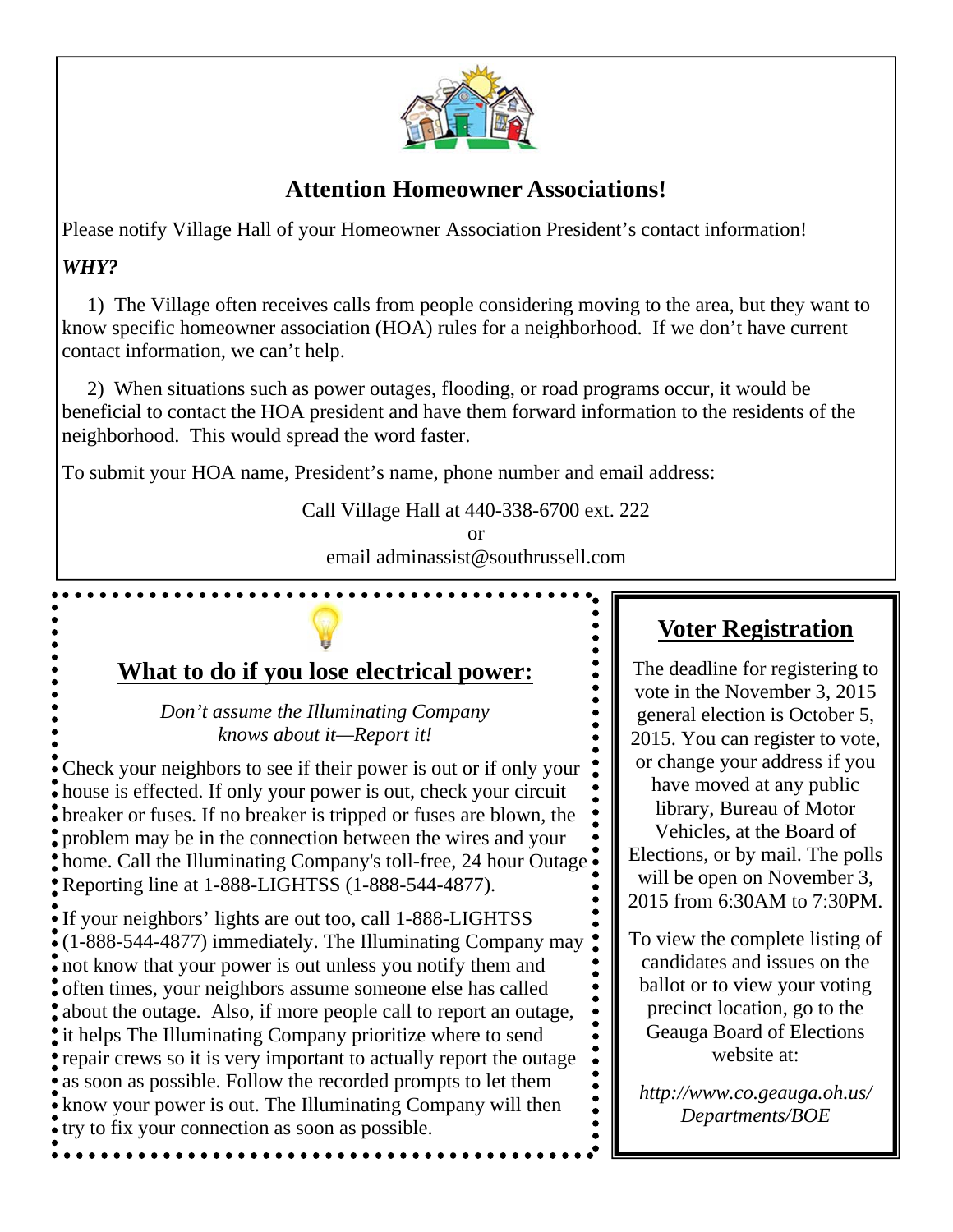## Attention Homeowner Associations!

Please notify Village Hall of your Homeowner Association President's contact information!

***WHY?***

1) The Village often receives calls from people considering moving to the area, but they want to know specific homeowner association (HOA) rules for a neighborhood. If we don't have current contact information, we can't help.

2) When situations such as power outages, flooding, or road programs occur, it would be beneficial to contact the HOA president and have them forward information to the residents of the neighborhood. This would spread the word faster.

To submit your HOA name, President's name, phone number and email address:

Call Village Hall at 440-338-6700 ext. 222
or
email adminassist@southrussell.com

## What to do if you lose electrical power:

*Don't assume the Illuminating Company knows about it—Report it!*

Check your neighbors to see if their power is out or if only your house is effected. If only your power is out, check your circuit breaker or fuses. If no breaker is tripped or fuses are blown, the problem may be in the connection between the wires and your home. Call the Illuminating Company's toll-free, 24 hour Outage Reporting line at 1-888-LIGHTSS (1-888-544-4877).

If your neighbors' lights are out too, call 1-888-LIGHTSS (1-888-544-4877) immediately. The Illuminating Company may not know that your power is out unless you notify them and often times, your neighbors assume someone else has called about the outage. Also, if more people call to report an outage, it helps The Illuminating Company prioritize where to send repair crews so it is very important to actually report the outage as soon as possible. Follow the recorded prompts to let them know your power is out. The Illuminating Company will then try to fix your connection as soon as possible.

## Voter Registration

The deadline for registering to vote in the November 3, 2015 general election is October 5, 2015. You can register to vote, or change your address if you have moved at any public library, Bureau of Motor Vehicles, at the Board of Elections, or by mail. The polls will be open on November 3, 2015 from 6:30AM to 7:30PM.

To view the complete listing of candidates and issues on the ballot or to view your voting precinct location, go to the Geauga Board of Elections website at:

*http://www.co.geauga.oh.us/Departments/BOE*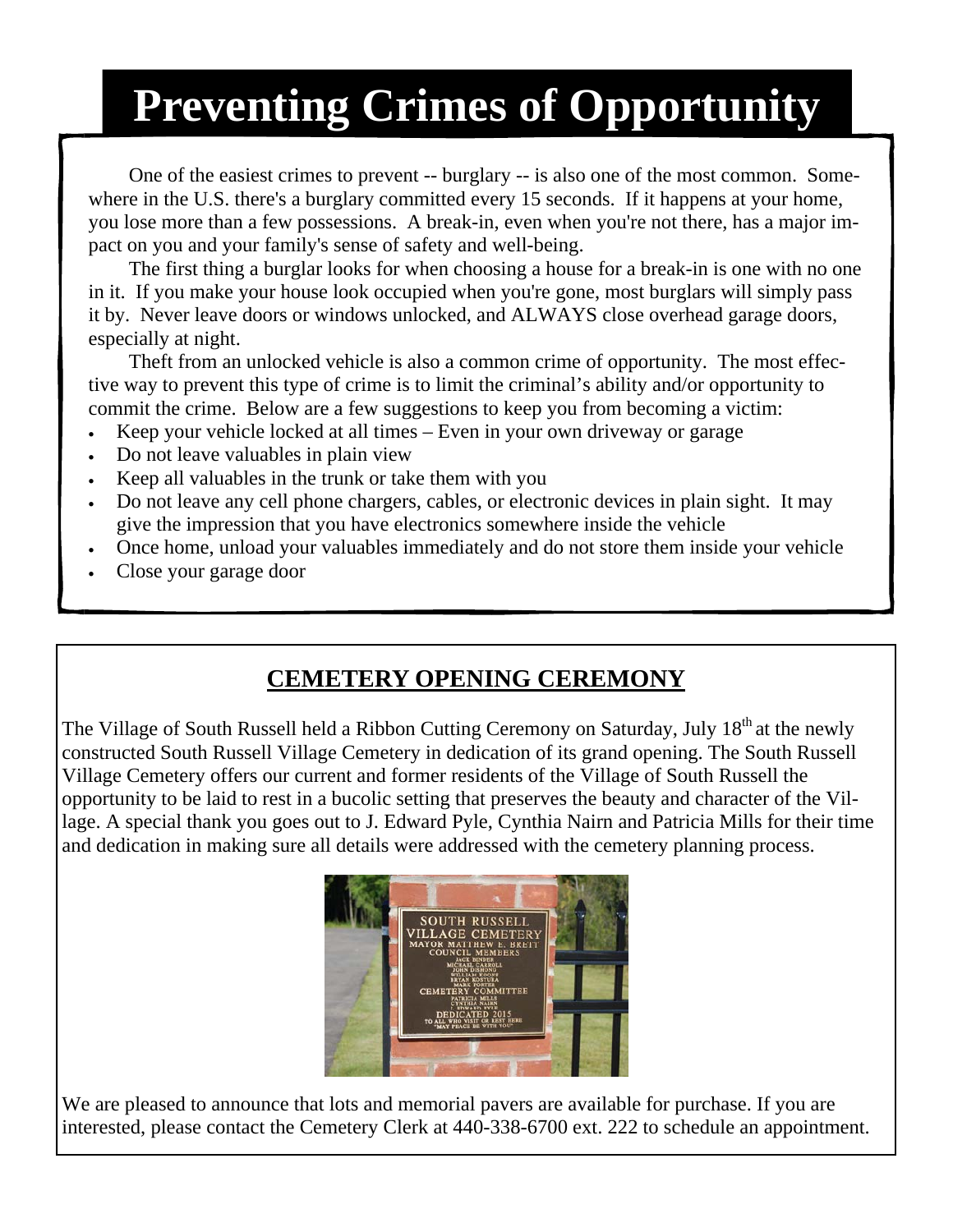# Preventing Crimes of Opportunity

One of the easiest crimes to prevent -- burglary -- is also one of the most common. Somewhere in the U.S. there's a burglary committed every 15 seconds. If it happens at your home, you lose more than a few possessions. A break-in, even when you're not there, has a major impact on you and your family's sense of safety and well-being.

The first thing a burglar looks for when choosing a house for a break-in is one with no one in it. If you make your house look occupied when you're gone, most burglars will simply pass it by. Never leave doors or windows unlocked, and ALWAYS close overhead garage doors, especially at night.

Theft from an unlocked vehicle is also a common crime of opportunity. The most effective way to prevent this type of crime is to limit the criminal's ability and/or opportunity to commit the crime. Below are a few suggestions to keep you from becoming a victim:

- Keep your vehicle locked at all times – Even in your own driveway or garage
- Do not leave valuables in plain view
- Keep all valuables in the trunk or take them with you
- Do not leave any cell phone chargers, cables, or electronic devices in plain sight. It may give the impression that you have electronics somewhere inside the vehicle
- Once home, unload your valuables immediately and do not store them inside your vehicle
- Close your garage door

## CEMETERY OPENING CEREMONY

The Village of South Russell held a Ribbon Cutting Ceremony on Saturday, July 18th at the newly constructed South Russell Village Cemetery in dedication of its grand opening. The South Russell Village Cemetery offers our current and former residents of the Village of South Russell the opportunity to be laid to rest in a bucolic setting that preserves the beauty and character of the Village. A special thank you goes out to J. Edward Pyle, Cynthia Nairn and Patricia Mills for their time and dedication in making sure all details were addressed with the cemetery planning process.

We are pleased to announce that lots and memorial pavers are available for purchase. If you are interested, please contact the Cemetery Clerk at 440-338-6700 ext. 222 to schedule an appointment.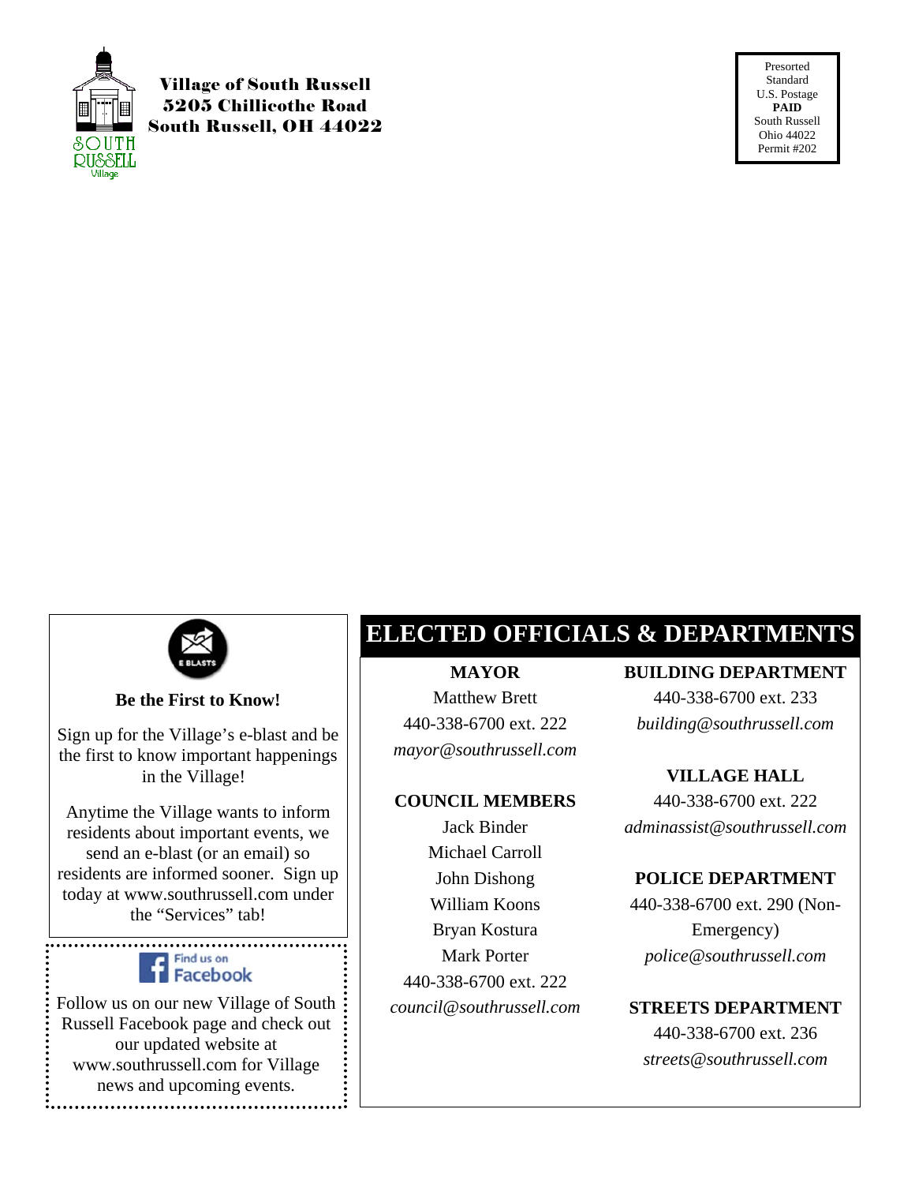Village of South Russell
5205 Chillicothe Road
South Russell, OH 44022

Presorted
Standard
U.S. Postage
**PAID**
South Russell
Ohio 44022
Permit #202

**Be the First to Know!**

Sign up for the Village's e-blast and be the first to know important happenings in the Village!

Anytime the Village wants to inform residents about important events, we send an e-blast (or an email) so residents are informed sooner. Sign up today at www.southrussell.com under the "Services" tab!

Follow us on our new Village of South Russell Facebook page and check out our updated website at www.southrussell.com for Village news and upcoming events.

## ELECTED OFFICIALS & DEPARTMENTS

**MAYOR**
Matthew Brett
440-338-6700 ext. 222
*mayor@southrussell.com*

**COUNCIL MEMBERS**
Jack Binder
Michael Carroll
John Dishong
William Koons
Bryan Kostura
Mark Porter
440-338-6700 ext. 222
*council@southrussell.com*

**BUILDING DEPARTMENT**
440-338-6700 ext. 233
*building@southrussell.com*

**VILLAGE HALL**
440-338-6700 ext. 222
*adminassist@southrussell.com*

**POLICE DEPARTMENT**
440-338-6700 ext. 290 (Non-Emergency)
*police@southrussell.com*

**STREETS DEPARTMENT**
440-338-6700 ext. 236
*streets@southrussell.com*